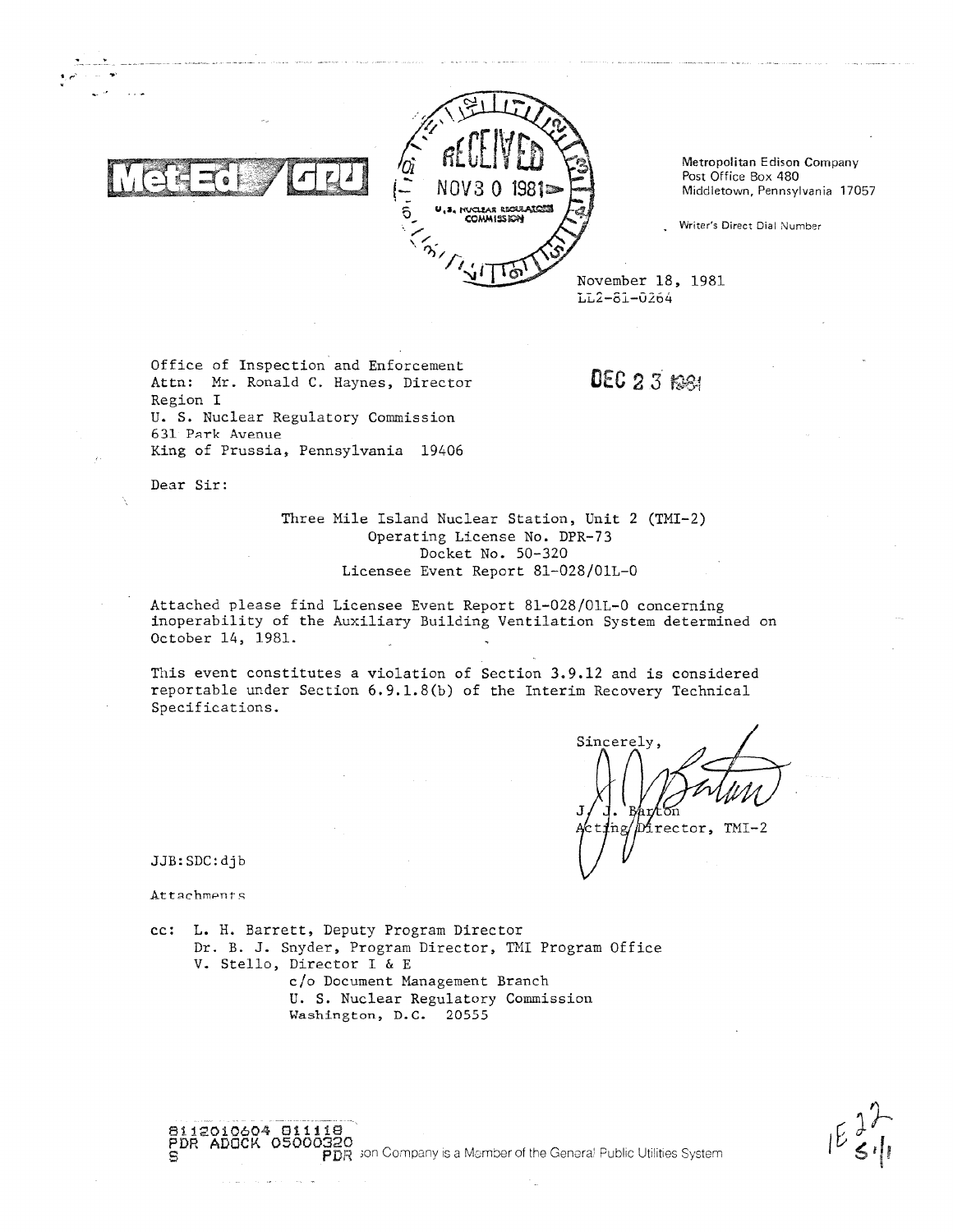Met-Ed / GPU

RECEIVED
NOV 30 1981
U.S. NUCLEAR REGULATORY COMMISSION

Metropolitan Edison Company
Post Office Box 480
Middletown, Pennsylvania 17057

Writer's Direct Dial Number

November 18, 1981
LL2-81-0264

Office of Inspection and Enforcement
Attn: Mr. Ronald C. Haynes, Director
Region I
U. S. Nuclear Regulatory Commission
631 Park Avenue
King of Prussia, Pennsylvania 19406

DEC 23 1981

Dear Sir:

Three Mile Island Nuclear Station, Unit 2 (TMI-2)
Operating License No. DPR-73
Docket No. 50-320
Licensee Event Report 81-028/01L-0

Attached please find Licensee Event Report 81-028/01L-0 concerning inoperability of the Auxiliary Building Ventilation System determined on October 14, 1981.

This event constitutes a violation of Section 3.9.12 and is considered reportable under Section 6.9.1.8(b) of the Interim Recovery Technical Specifications.

Sincerely,

J. J. Barton
Acting Director, TMI-2

JJB:SDC:djb

Attachments

cc: L. H. Barrett, Deputy Program Director
Dr. B. J. Snyder, Program Director, TMI Program Office
V. Stello, Director I & E
c/o Document Management Branch
U. S. Nuclear Regulatory Commission
Washington, D.C. 20555

8112010604 811118
PDR ADOCK 05000320
S PDR

Metropolitan Edison Company is a Member of the General Public Utilities System

IE 22
S 1/1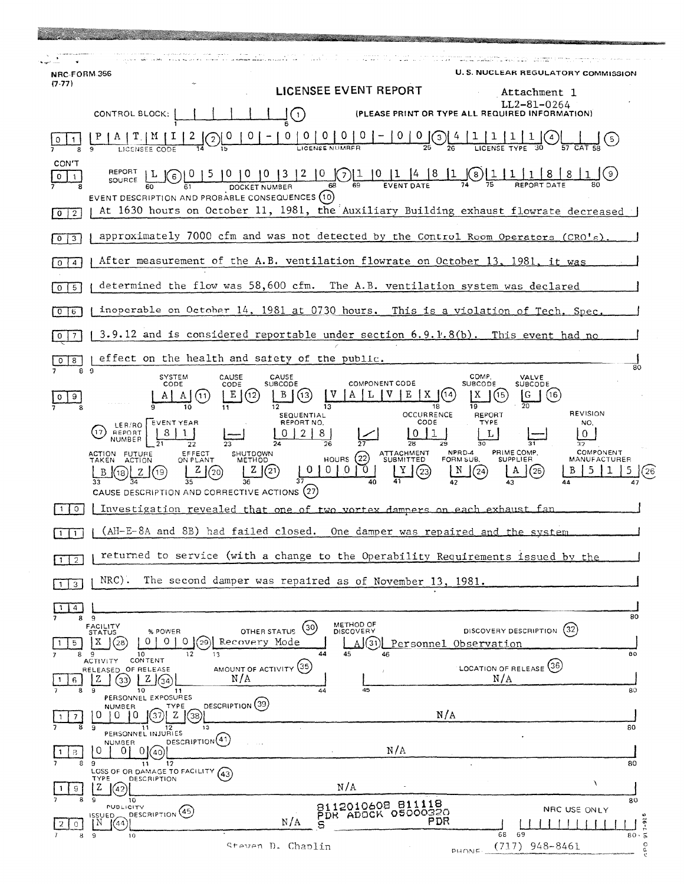NRC FORM 366 (7-77)

U. S. NUCLEAR REGULATORY COMMISSION

# LICENSEE EVENT REPORT

Attachment 1
LL2-81-0264

CONTROL BLOCK: | | | | | | | (1) (PLEASE PRINT OR TYPE ALL REQUIRED INFORMATION)

| 0 | 1 | P A T M I 2 (2) | 0 0 - 0 0 0 0 0 - 0 0 (3) | 4 1 1 1 1 (4) | | (5) |
|---|---|---|---|---|---|
| | | LICENSEE CODE | LICENSE NUMBER | LICENSE TYPE | CAT |

CON'T

| 0 1 | REPORT SOURCE | L (6) | 0 5 0 0 0 3 2 0 (7) | 1 0 1 4 8 1 (8) | 1 1 1 8 8 1 (9) |
|---|---|---|---|---|---|
| | | | DOCKET NUMBER | EVENT DATE | REPORT DATE |

**EVENT DESCRIPTION AND PROBABLE CONSEQUENCES (10)**

At 1630 hours on October 11, 1981, the Auxiliary Building exhaust flowrate decreased approximately 7000 cfm and was not detected by the Control Room Operators (CRO's). After measurement of the A.B. ventilation flowrate on October 13, 1981, it was determined the flow was 58,600 cfm. The A.B. ventilation system was declared inoperable on October 14, 1981 at 0730 hours. This is a violation of Tech. Spec. 3.9.12 and is considered reportable under section 6.9.1.8(b). This event had no effect on the health and safety of the public.

| SYSTEM CODE | CAUSE CODE | CAUSE SUBCODE | COMPONENT CODE | COMP. SUBCODE | VALVE SUBCODE |
|---|---|---|---|---|---|
| A A (11) | E (12) | B (13) | V A L V E X (14) | X (15) | G (16) |

| (17) LER/RO REPORT NUMBER | EVENT YEAR | | SEQUENTIAL REPORT NO. | | OCCURRENCE CODE | REPORT TYPE | | REVISION NO. |
|---|---|---|---|---|---|---|---|---|
| | 8 1 | — | 0 2 8 | / | 0 1 | L | — | 0 |

| ACTION TAKEN | FUTURE ACTION | EFFECT ON PLANT | SHUTDOWN METHOD | HOURS (22) | ATTACHMENT SUBMITTED | NPRD-4 FORM SUB. | PRIME COMP. SUPPLIER | COMPONENT MANUFACTURER |
|---|---|---|---|---|---|---|---|---|
| B (18) | Z (19) | Z (20) | Z (21) | 0 0 0 0 | Y (23) | N (24) | A (25) | B 5 1 5 (26) |

**CAUSE DESCRIPTION AND CORRECTIVE ACTIONS (27)**

Investigation revealed that one of two vortex dampers on each exhaust fan (AH-E-8A and 8B) had failed closed. One damper was repaired and the system returned to service (with a change to the Operability Requirements issued by the NRC). The second damper was repaired as of November 13, 1981.

| FACILITY STATUS | % POWER | OTHER STATUS (30) | METHOD OF DISCOVERY | DISCOVERY DESCRIPTION (32) |
|---|---|---|---|---|
| X (28) | 0 0 0 (29) | Recovery Mode | A (31) | Personnel Observation |

| ACTIVITY RELEASED | CONTENT OF RELEASE | AMOUNT OF ACTIVITY (35) | LOCATION OF RELEASE (36) |
|---|---|---|---|
| Z (33) | Z (34) | N/A | N/A |

PERSONNEL EXPOSURES

| NUMBER | TYPE | DESCRIPTION (39) |
|---|---|---|
| 0 0 0 (37) | Z (38) | N/A |

PERSONNEL INJURIES

| NUMBER | DESCRIPTION (41) |
|---|---|
| 0 0 0 (40) | N/A |

LOSS OF OR DAMAGE TO FACILITY (43)

| TYPE | DESCRIPTION |
|---|---|
| Z (42) | N/A |

PUBLICITY

| ISSUED | DESCRIPTION (45) |
|---|---|
| N (44) | N/A |

8112010608 811118
PDR ADOCK 05000320
S PDR

NRC USE ONLY

NAME OF PREPARER: Steven D. Chaplin

PHONE: (717) 948-8461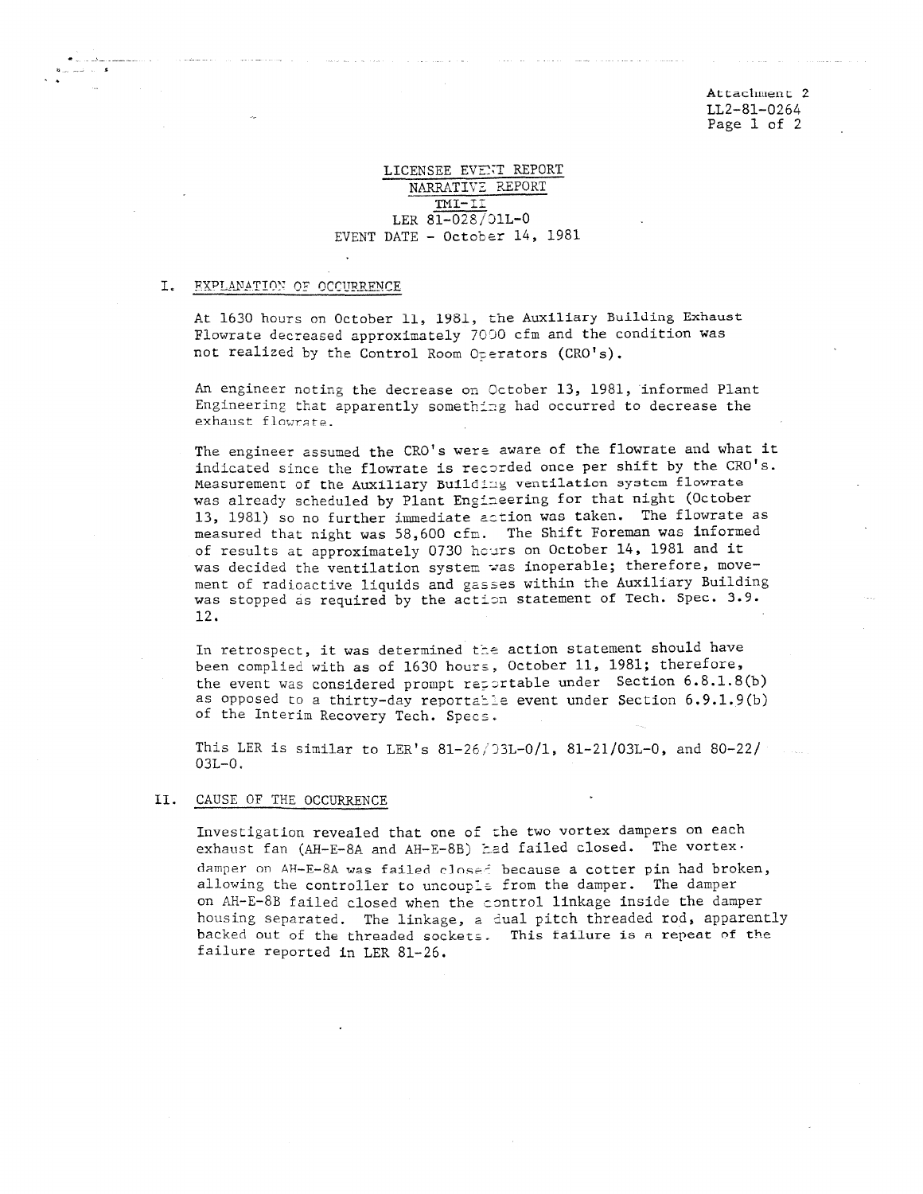Attachment 2
LL2-81-0264
Page 1 of 2

# LICENSEE EVENT REPORT
## NARRATIVE REPORT
## TMI-II
### LER 81-028/01L-0
### EVENT DATE - October 14, 1981

## I. EXPLANATION OF OCCURRENCE

At 1630 hours on October 11, 1981, the Auxiliary Building Exhaust Flowrate decreased approximately 7000 cfm and the condition was not realized by the Control Room Operators (CRO's).

An engineer noting the decrease on October 13, 1981, informed Plant Engineering that apparently something had occurred to decrease the exhaust flowrate.

The engineer assumed the CRO's were aware of the flowrate and what it indicated since the flowrate is recorded once per shift by the CRO's. Measurement of the Auxiliary Building ventilation system flowrate was already scheduled by Plant Engineering for that night (October 13, 1981) so no further immediate action was taken. The flowrate as measured that night was 58,600 cfm. The Shift Foreman was informed of results at approximately 0730 hours on October 14, 1981 and it was decided the ventilation system was inoperable; therefore, movement of radioactive liquids and gasses within the Auxiliary Building was stopped as required by the action statement of Tech. Spec. 3.9.12.

In retrospect, it was determined the action statement should have been complied with as of 1630 hours, October 11, 1981; therefore, the event was considered prompt reportable under Section 6.8.1.8(b) as opposed to a thirty-day reportable event under Section 6.9.1.9(b) of the Interim Recovery Tech. Specs.

This LER is similar to LER's 81-26/03L-0/1, 81-21/03L-0, and 80-22/03L-0.

## II. CAUSE OF THE OCCURRENCE

Investigation revealed that one of the two vortex dampers on each exhaust fan (AH-E-8A and AH-E-8B) had failed closed. The vortex damper on AH-E-8A was failed closed because a cotter pin had broken, allowing the controller to uncouple from the damper. The damper on AH-E-8B failed closed when the control linkage inside the damper housing separated. The linkage, a dual pitch threaded rod, apparently backed out of the threaded sockets. This failure is a repeat of the failure reported in LER 81-26.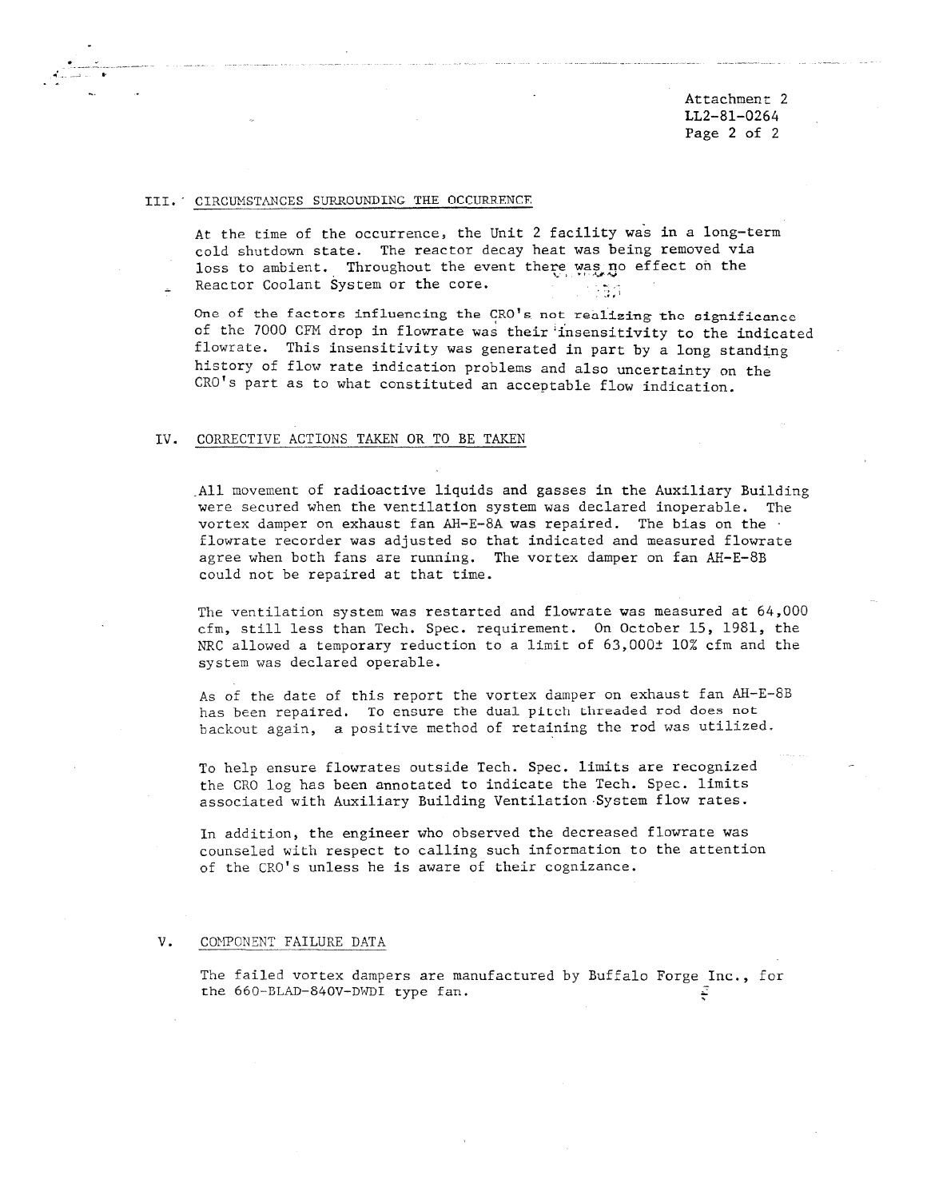## III. CIRCUMSTANCES SURROUNDING THE OCCURRENCE

At the time of the occurrence, the Unit 2 facility was in a long-term cold shutdown state. The reactor decay heat was being removed via loss to ambient. Throughout the event there was no effect on the Reactor Coolant System or the core.

One of the factors influencing the CRO's not realizing the significance of the 7000 CFM drop in flowrate was their insensitivity to the indicated flowrate. This insensitivity was generated in part by a long standing history of flow rate indication problems and also uncertainty on the CRO's part as to what constituted an acceptable flow indication.

## IV. CORRECTIVE ACTIONS TAKEN OR TO BE TAKEN

All movement of radioactive liquids and gasses in the Auxiliary Building were secured when the ventilation system was declared inoperable. The vortex damper on exhaust fan AH-E-8A was repaired. The bias on the flowrate recorder was adjusted so that indicated and measured flowrate agree when both fans are running. The vortex damper on fan AH-E-8B could not be repaired at that time.

The ventilation system was restarted and flowrate was measured at 64,000 cfm, still less than Tech. Spec. requirement. On October 15, 1981, the NRC allowed a temporary reduction to a limit of 63,000± 10% cfm and the system was declared operable.

As of the date of this report the vortex damper on exhaust fan AH-E-8B has been repaired. To ensure the dual pitch threaded rod does not backout again, a positive method of retaining the rod was utilized.

To help ensure flowrates outside Tech. Spec. limits are recognized the CRO log has been annotated to indicate the Tech. Spec. limits associated with Auxiliary Building Ventilation System flow rates.

In addition, the engineer who observed the decreased flowrate was counseled with respect to calling such information to the attention of the CRO's unless he is aware of their cognizance.

## V. COMPONENT FAILURE DATA

The failed vortex dampers are manufactured by Buffalo Forge Inc., for the 660-BLAD-840V-DWDI type fan.